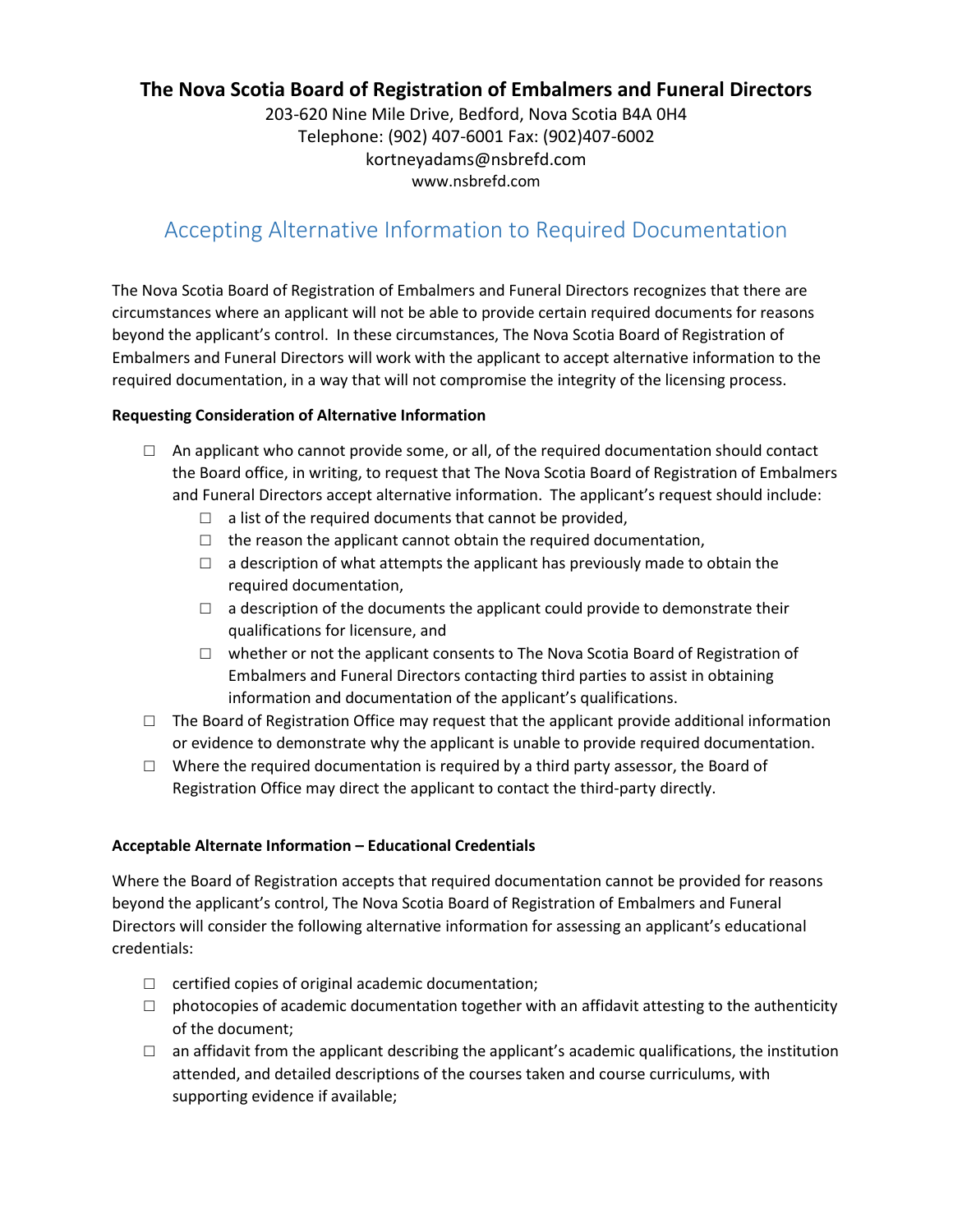# The Nova Scotia Board of Registration of Embalmers and Funeral Directors

203-620 Nine Mile Drive, Bedford, Nova Scotia B4A 0H4
Telephone: (902) 407-6001 Fax: (902)407-6002
kortneyadams@nsbrefd.com
www.nsbrefd.com

## Accepting Alternative Information to Required Documentation

The Nova Scotia Board of Registration of Embalmers and Funeral Directors recognizes that there are circumstances where an applicant will not be able to provide certain required documents for reasons beyond the applicant's control. In these circumstances, The Nova Scotia Board of Registration of Embalmers and Funeral Directors will work with the applicant to accept alternative information to the required documentation, in a way that will not compromise the integrity of the licensing process.

**Requesting Consideration of Alternative Information**

- ☐ An applicant who cannot provide some, or all, of the required documentation should contact the Board office, in writing, to request that The Nova Scotia Board of Registration of Embalmers and Funeral Directors accept alternative information. The applicant's request should include:
  - ☐ a list of the required documents that cannot be provided,
  - ☐ the reason the applicant cannot obtain the required documentation,
  - ☐ a description of what attempts the applicant has previously made to obtain the required documentation,
  - ☐ a description of the documents the applicant could provide to demonstrate their qualifications for licensure, and
  - ☐ whether or not the applicant consents to The Nova Scotia Board of Registration of Embalmers and Funeral Directors contacting third parties to assist in obtaining information and documentation of the applicant's qualifications.
- ☐ The Board of Registration Office may request that the applicant provide additional information or evidence to demonstrate why the applicant is unable to provide required documentation.
- ☐ Where the required documentation is required by a third party assessor, the Board of Registration Office may direct the applicant to contact the third-party directly.

**Acceptable Alternate Information – Educational Credentials**

Where the Board of Registration accepts that required documentation cannot be provided for reasons beyond the applicant's control, The Nova Scotia Board of Registration of Embalmers and Funeral Directors will consider the following alternative information for assessing an applicant's educational credentials:

- ☐ certified copies of original academic documentation;
- ☐ photocopies of academic documentation together with an affidavit attesting to the authenticity of the document;
- ☐ an affidavit from the applicant describing the applicant's academic qualifications, the institution attended, and detailed descriptions of the courses taken and course curriculums, with supporting evidence if available;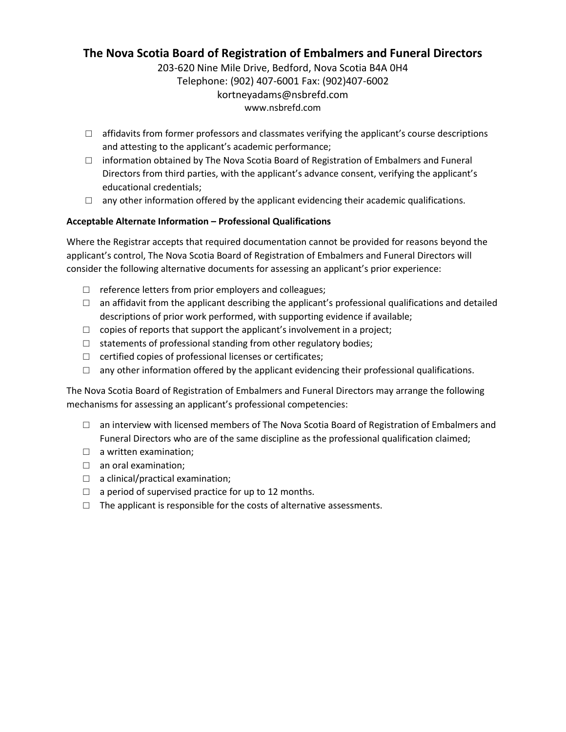# The Nova Scotia Board of Registration of Embalmers and Funeral Directors

203-620 Nine Mile Drive, Bedford, Nova Scotia B4A 0H4
Telephone: (902) 407-6001 Fax: (902)407-6002
kortneyadams@nsbrefd.com
www.nsbrefd.com

- ☐ affidavits from former professors and classmates verifying the applicant's course descriptions and attesting to the applicant's academic performance;
- ☐ information obtained by The Nova Scotia Board of Registration of Embalmers and Funeral Directors from third parties, with the applicant's advance consent, verifying the applicant's educational credentials;
- ☐ any other information offered by the applicant evidencing their academic qualifications.

**Acceptable Alternate Information – Professional Qualifications**

Where the Registrar accepts that required documentation cannot be provided for reasons beyond the applicant's control, The Nova Scotia Board of Registration of Embalmers and Funeral Directors will consider the following alternative documents for assessing an applicant's prior experience:

- ☐ reference letters from prior employers and colleagues;
- ☐ an affidavit from the applicant describing the applicant's professional qualifications and detailed descriptions of prior work performed, with supporting evidence if available;
- ☐ copies of reports that support the applicant's involvement in a project;
- ☐ statements of professional standing from other regulatory bodies;
- ☐ certified copies of professional licenses or certificates;
- ☐ any other information offered by the applicant evidencing their professional qualifications.

The Nova Scotia Board of Registration of Embalmers and Funeral Directors may arrange the following mechanisms for assessing an applicant's professional competencies:

- ☐ an interview with licensed members of The Nova Scotia Board of Registration of Embalmers and Funeral Directors who are of the same discipline as the professional qualification claimed;
- ☐ a written examination;
- ☐ an oral examination;
- ☐ a clinical/practical examination;
- ☐ a period of supervised practice for up to 12 months.
- ☐ The applicant is responsible for the costs of alternative assessments.